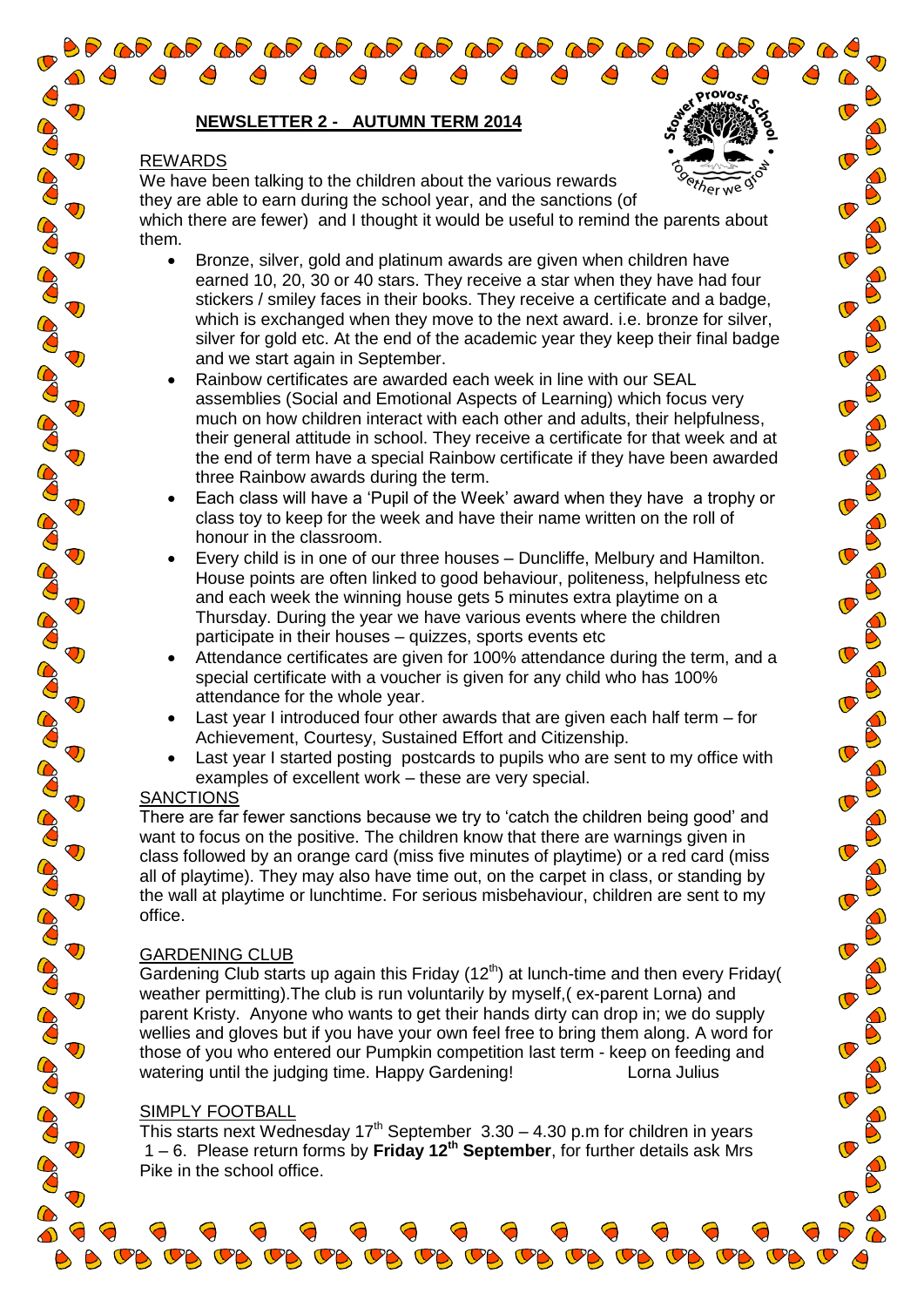## NEWSLETTER 2 - AUTUMN TERM 2014

### REWARDS

We have been talking to the children about the various rewards they are able to earn during the school year, and the sanctions (of which there are fewer) and I thought it would be useful to remind the parents about them.

- Bronze, silver, gold and platinum awards are given when children have earned 10, 20, 30 or 40 stars. They receive a star when they have had four stickers / smiley faces in their books. They receive a certificate and a badge, which is exchanged when they move to the next award. i.e. bronze for silver, silver for gold etc. At the end of the academic year they keep their final badge and we start again in September.
- Rainbow certificates are awarded each week in line with our SEAL assemblies (Social and Emotional Aspects of Learning) which focus very much on how children interact with each other and adults, their helpfulness, their general attitude in school. They receive a certificate for that week and at the end of term have a special Rainbow certificate if they have been awarded three Rainbow awards during the term.
- Each class will have a 'Pupil of the Week' award when they have a trophy or class toy to keep for the week and have their name written on the roll of honour in the classroom.
- Every child is in one of our three houses – Duncliffe, Melbury and Hamilton. House points are often linked to good behaviour, politeness, helpfulness etc and each week the winning house gets 5 minutes extra playtime on a Thursday. During the year we have various events where the children participate in their houses – quizzes, sports events etc
- Attendance certificates are given for 100% attendance during the term, and a special certificate with a voucher is given for any child who has 100% attendance for the whole year.
- Last year I introduced four other awards that are given each half term – for Achievement, Courtesy, Sustained Effort and Citizenship.
- Last year I started posting postcards to pupils who are sent to my office with examples of excellent work – these are very special.

### SANCTIONS

There are far fewer sanctions because we try to 'catch the children being good' and want to focus on the positive. The children know that there are warnings given in class followed by an orange card (miss five minutes of playtime) or a red card (miss all of playtime). They may also have time out, on the carpet in class, or standing by the wall at playtime or lunchtime. For serious misbehaviour, children are sent to my office.

### GARDENING CLUB

Gardening Club starts up again this Friday (12th) at lunch-time and then every Friday( weather permitting).The club is run voluntarily by myself,( ex-parent Lorna) and parent Kristy. Anyone who wants to get their hands dirty can drop in; we do supply wellies and gloves but if you have your own feel free to bring them along. A word for those of you who entered our Pumpkin competition last term - keep on feeding and watering until the judging time. Happy Gardening! Lorna Julius

### SIMPLY FOOTBALL

This starts next Wednesday 17th September 3.30 – 4.30 p.m for children in years 1 – 6. Please return forms by **Friday 12th September**, for further details ask Mrs Pike in the school office.